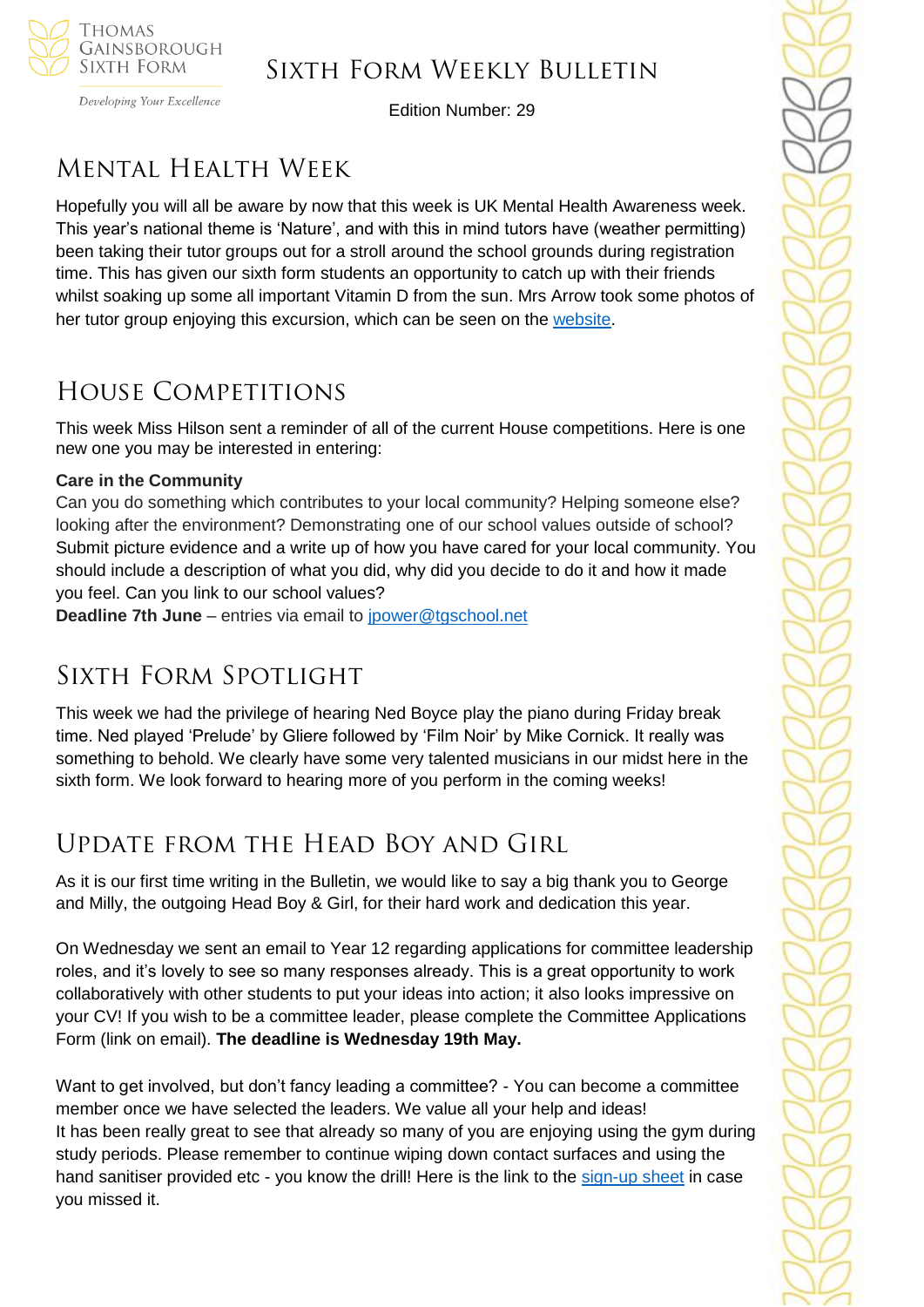# Sixth Form Weekly Bulletin

Edition Number: 29

## Mental Health Week

Hopefully you will all be aware by now that this week is UK Mental Health Awareness week. This year's national theme is 'Nature', and with this in mind tutors have (weather permitting) been taking their tutor groups out for a stroll around the school grounds during registration time. This has given our sixth form students an opportunity to catch up with their friends whilst soaking up some all important Vitamin D from the sun. Mrs Arrow took some photos of her tutor group enjoying this excursion, which can be seen on the website.

## House Competitions

This week Miss Hilson sent a reminder of all of the current House competitions. Here is one new one you may be interested in entering:

**Care in the Community**

Can you do something which contributes to your local community? Helping someone else? looking after the environment? Demonstrating one of our school values outside of school? Submit picture evidence and a write up of how you have cared for your local community. You should include a description of what you did, why did you decide to do it and how it made you feel. Can you link to our school values?

**Deadline 7th June** – entries via email to jpower@tgschool.net

## Sixth Form Spotlight

This week we had the privilege of hearing Ned Boyce play the piano during Friday break time. Ned played 'Prelude' by Gliere followed by 'Film Noir' by Mike Cornick. It really was something to behold. We clearly have some very talented musicians in our midst here in the sixth form. We look forward to hearing more of you perform in the coming weeks!

## Update from the Head Boy and Girl

As it is our first time writing in the Bulletin, we would like to say a big thank you to George and Milly, the outgoing Head Boy & Girl, for their hard work and dedication this year.

On Wednesday we sent an email to Year 12 regarding applications for committee leadership roles, and it's lovely to see so many responses already. This is a great opportunity to work collaboratively with other students to put your ideas into action; it also looks impressive on your CV! If you wish to be a committee leader, please complete the Committee Applications Form (link on email). **The deadline is Wednesday 19th May.**

Want to get involved, but don't fancy leading a committee? - You can become a committee member once we have selected the leaders. We value all your help and ideas!
It has been really great to see that already so many of you are enjoying using the gym during study periods. Please remember to continue wiping down contact surfaces and using the hand sanitiser provided etc - you know the drill! Here is the link to the sign-up sheet in case you missed it.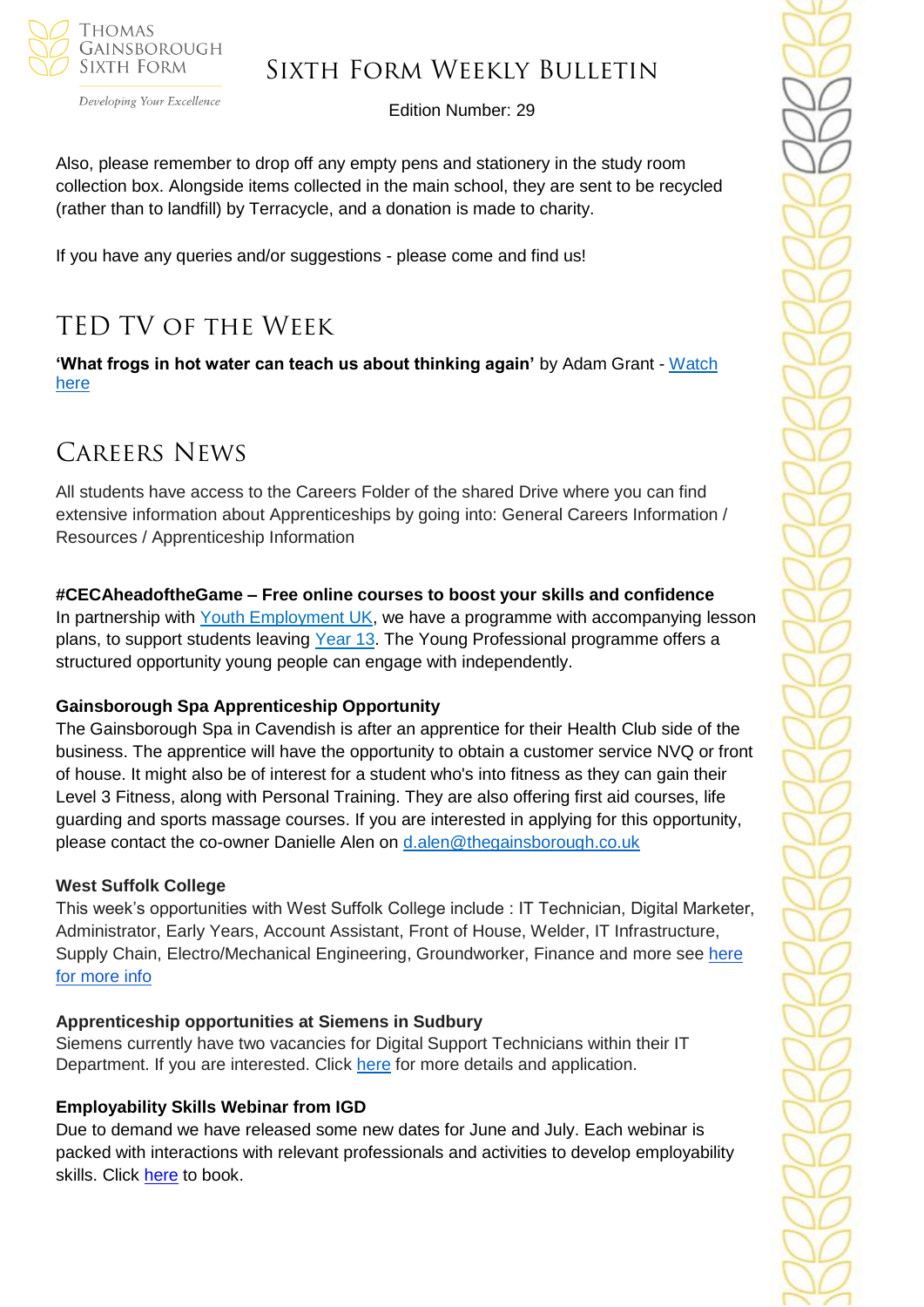Also, please remember to drop off any empty pens and stationery in the study room collection box. Alongside items collected in the main school, they are sent to be recycled (rather than to landfill) by Terracycle, and a donation is made to charity.

If you have any queries and/or suggestions - please come and find us!

## TED TV of the Week

**'What frogs in hot water can teach us about thinking again'** by Adam Grant - Watch here

## Careers News

All students have access to the Careers Folder of the shared Drive where you can find extensive information about Apprenticeships by going into: General Careers Information / Resources / Apprenticeship Information

**#CECAheadoftheGame – Free online courses to boost your skills and confidence**
In partnership with Youth Employment UK, we have a programme with accompanying lesson plans, to support students leaving Year 13. The Young Professional programme offers a structured opportunity young people can engage with independently.

**Gainsborough Spa Apprenticeship Opportunity**
The Gainsborough Spa in Cavendish is after an apprentice for their Health Club side of the business. The apprentice will have the opportunity to obtain a customer service NVQ or front of house. It might also be of interest for a student who's into fitness as they can gain their Level 3 Fitness, along with Personal Training. They are also offering first aid courses, life guarding and sports massage courses. If you are interested in applying for this opportunity, please contact the co-owner Danielle Alen on d.alen@thegainsborough.co.uk

**West Suffolk College**
This week's opportunities with West Suffolk College include : IT Technician, Digital Marketer, Administrator, Early Years, Account Assistant, Front of House, Welder, IT Infrastructure, Supply Chain, Electro/Mechanical Engineering, Groundworker, Finance and more see here for more info

**Apprenticeship opportunities at Siemens in Sudbury**
Siemens currently have two vacancies for Digital Support Technicians within their IT Department. If you are interested. Click here for more details and application.

**Employability Skills Webinar from IGD**
Due to demand we have released some new dates for June and July. Each webinar is packed with interactions with relevant professionals and activities to develop employability skills. Click here to book.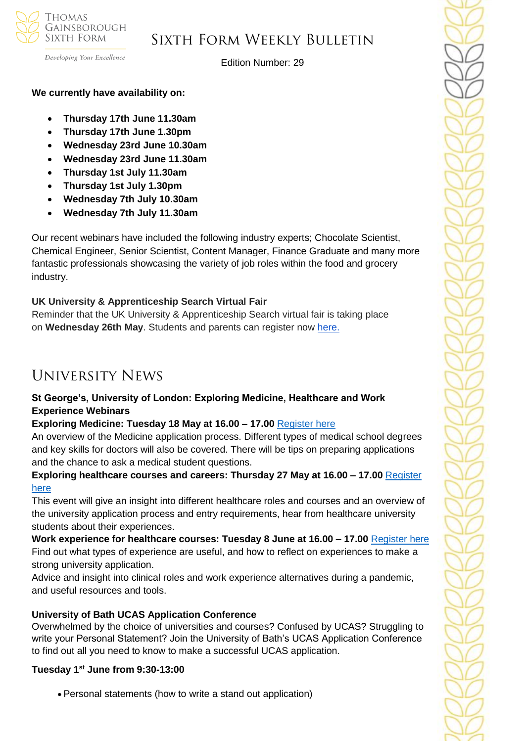**We currently have availability on:**

- **Thursday 17th June 11.30am**
- **Thursday 17th June 1.30pm**
- **Wednesday 23rd June 10.30am**
- **Wednesday 23rd June 11.30am**
- **Thursday 1st July 11.30am**
- **Thursday 1st July 1.30pm**
- **Wednesday 7th July 10.30am**
- **Wednesday 7th July 11.30am**

Our recent webinars have included the following industry experts; Chocolate Scientist, Chemical Engineer, Senior Scientist, Content Manager, Finance Graduate and many more fantastic professionals showcasing the variety of job roles within the food and grocery industry.

**UK University & Apprenticeship Search Virtual Fair**
Reminder that the UK University & Apprenticeship Search virtual fair is taking place on **Wednesday 26th May**. Students and parents can register now here.

# University News

**St George's, University of London: Exploring Medicine, Healthcare and Work Experience Webinars**

**Exploring Medicine: Tuesday 18 May at 16.00 – 17.00** Register here
An overview of the Medicine application process. Different types of medical school degrees and key skills for doctors will also be covered. There will be tips on preparing applications and the chance to ask a medical student questions.

**Exploring healthcare courses and careers: Thursday 27 May at 16.00 – 17.00** Register here
This event will give an insight into different healthcare roles and courses and an overview of the university application process and entry requirements, hear from healthcare university students about their experiences.

**Work experience for healthcare courses: Tuesday 8 June at 16.00 – 17.00** Register here
Find out what types of experience are useful, and how to reflect on experiences to make a strong university application.
Advice and insight into clinical roles and work experience alternatives during a pandemic, and useful resources and tools.

**University of Bath UCAS Application Conference**
Overwhelmed by the choice of universities and courses? Confused by UCAS? Struggling to write your Personal Statement? Join the University of Bath's UCAS Application Conference to find out all you need to know to make a successful UCAS application.

**Tuesday 1st June from 9:30-13:00**

- Personal statements (how to write a stand out application)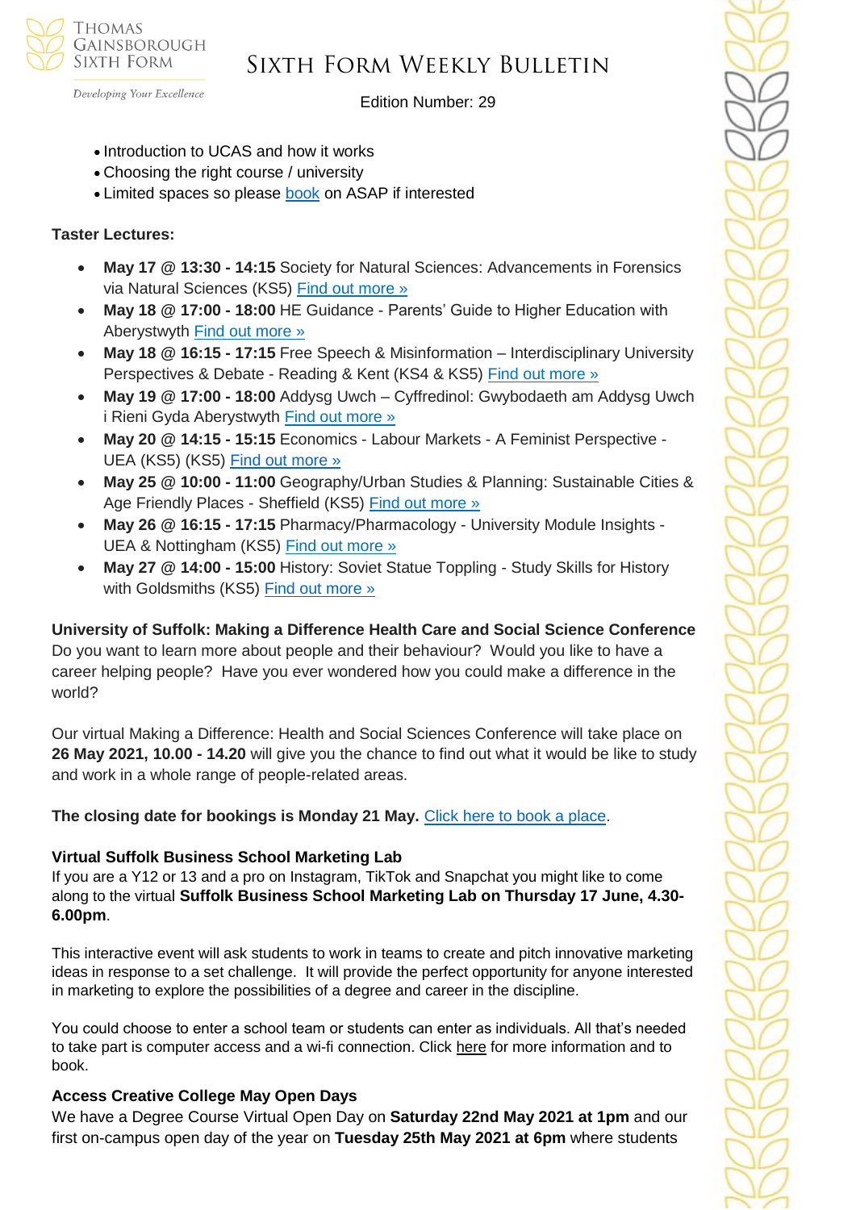- Introduction to UCAS and how it works
- Choosing the right course / university
- Limited spaces so please book on ASAP if interested

**Taster Lectures:**

- **May 17 @ 13:30 - 14:15** Society for Natural Sciences: Advancements in Forensics via Natural Sciences (KS5) Find out more »
- **May 18 @ 17:00 - 18:00** HE Guidance - Parents' Guide to Higher Education with Aberystwyth Find out more »
- **May 18 @ 16:15 - 17:15** Free Speech & Misinformation – Interdisciplinary University Perspectives & Debate - Reading & Kent (KS4 & KS5) Find out more »
- **May 19 @ 17:00 - 18:00** Addysg Uwch – Cyffredinol: Gwybodaeth am Addysg Uwch i Rieni Gyda Aberystwyth Find out more »
- **May 20 @ 14:15 - 15:15** Economics - Labour Markets - A Feminist Perspective - UEA (KS5) (KS5) Find out more »
- **May 25 @ 10:00 - 11:00** Geography/Urban Studies & Planning: Sustainable Cities & Age Friendly Places - Sheffield (KS5) Find out more »
- **May 26 @ 16:15 - 17:15** Pharmacy/Pharmacology - University Module Insights - UEA & Nottingham (KS5) Find out more »
- **May 27 @ 14:00 - 15:00** History: Soviet Statue Toppling - Study Skills for History with Goldsmiths (KS5) Find out more »

**University of Suffolk: Making a Difference Health Care and Social Science Conference**
Do you want to learn more about people and their behaviour? Would you like to have a career helping people? Have you ever wondered how you could make a difference in the world?

Our virtual Making a Difference: Health and Social Sciences Conference will take place on **26 May 2021, 10.00 - 14.20** will give you the chance to find out what it would be like to study and work in a whole range of people-related areas.

**The closing date for bookings is Monday 21 May.** Click here to book a place.

**Virtual Suffolk Business School Marketing Lab**
If you are a Y12 or 13 and a pro on Instagram, TikTok and Snapchat you might like to come along to the virtual **Suffolk Business School Marketing Lab on Thursday 17 June, 4.30-6.00pm**.

This interactive event will ask students to work in teams to create and pitch innovative marketing ideas in response to a set challenge. It will provide the perfect opportunity for anyone interested in marketing to explore the possibilities of a degree and career in the discipline.

You could choose to enter a school team or students can enter as individuals. All that's needed to take part is computer access and a wi-fi connection. Click here for more information and to book.

**Access Creative College May Open Days**
We have a Degree Course Virtual Open Day on **Saturday 22nd May 2021 at 1pm** and our first on-campus open day of the year on **Tuesday 25th May 2021 at 6pm** where students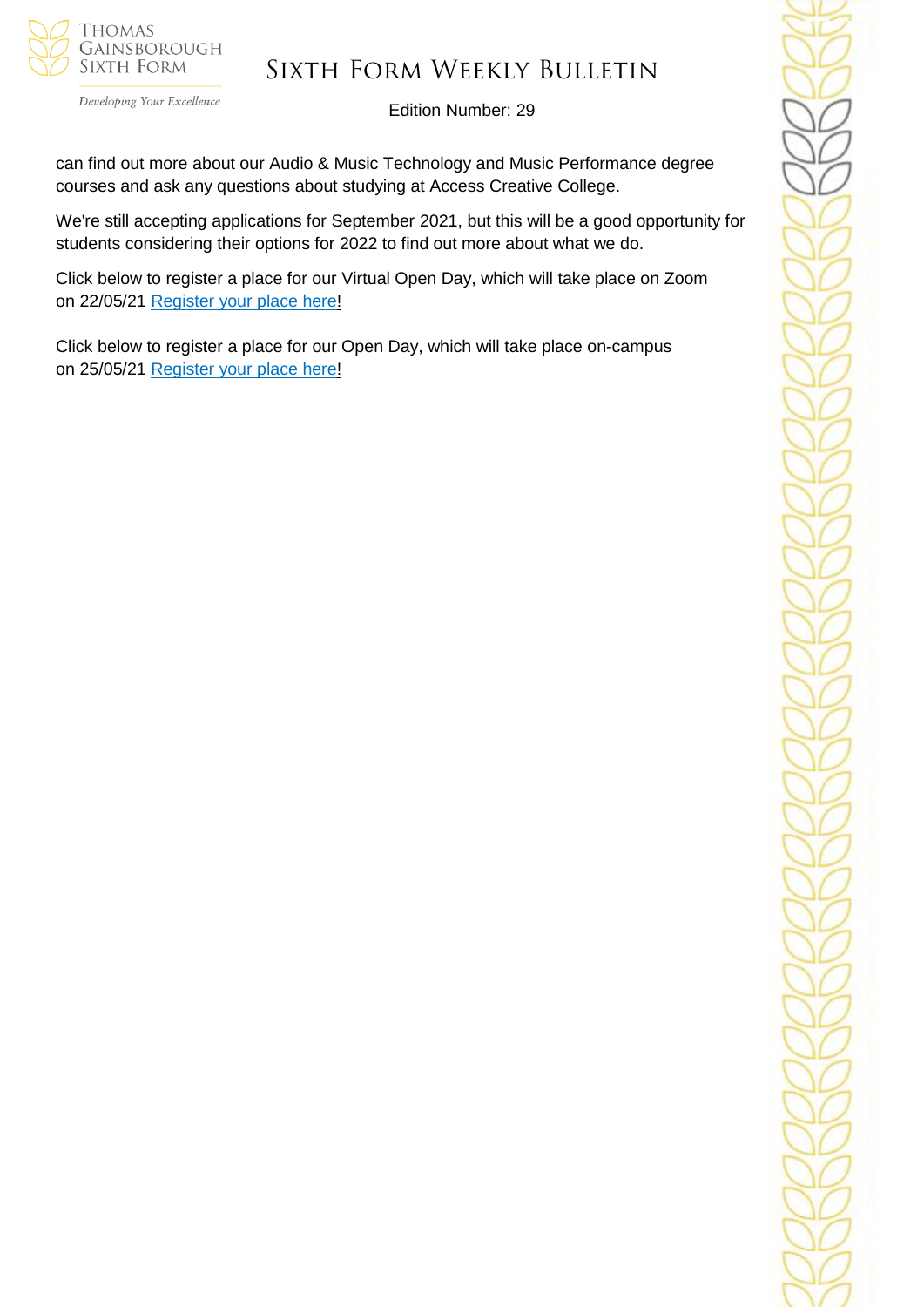can find out more about our Audio & Music Technology and Music Performance degree courses and ask any questions about studying at Access Creative College.

We're still accepting applications for September 2021, but this will be a good opportunity for students considering their options for 2022 to find out more about what we do.

Click below to register a place for our Virtual Open Day, which will take place on Zoom on 22/05/21 Register your place here!

Click below to register a place for our Open Day, which will take place on-campus on 25/05/21 Register your place here!